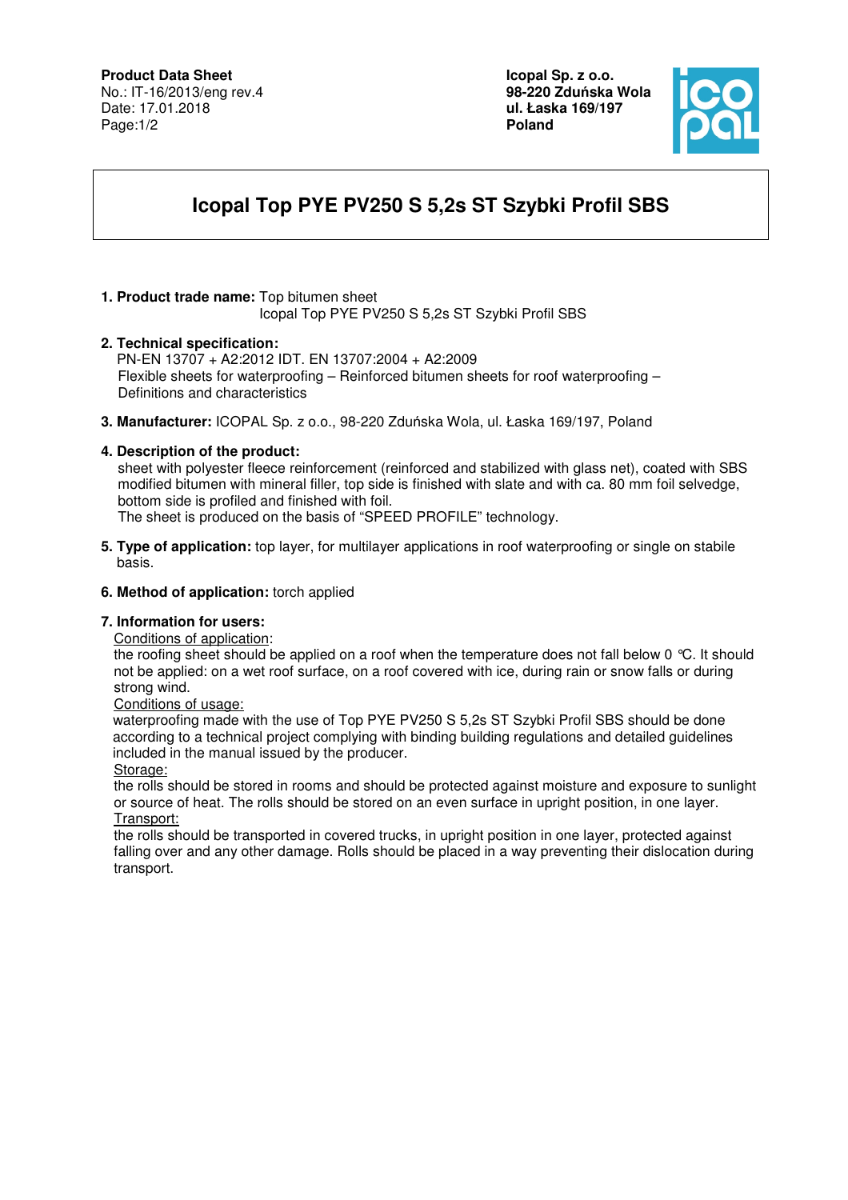**Product Data Sheet**
No.: IT-16/2013/eng rev.4
Date: 17.01.2018

**Icopal Sp. z o.o.**
**98-220 Zduńska Wola**
**ul. Łaska 169/197**
**Poland**

# Icopal Top PYE PV250 S 5,2s ST Szybki Profil SBS

1. **Product trade name:** Top bitumen sheet
   Icopal Top PYE PV250 S 5,2s ST Szybki Profil SBS

2. **Technical specification:**
   PN-EN 13707 + A2:2012 IDT. EN 13707:2004 + A2:2009
   Flexible sheets for waterproofing – Reinforced bitumen sheets for roof waterproofing – Definitions and characteristics

3. **Manufacturer:** ICOPAL Sp. z o.o., 98-220 Zduńska Wola, ul. Łaska 169/197, Poland

4. **Description of the product:**
   sheet with polyester fleece reinforcement (reinforced and stabilized with glass net), coated with SBS modified bitumen with mineral filler, top side is finished with slate and with ca. 80 mm foil selvedge, bottom side is profiled and finished with foil.
   The sheet is produced on the basis of "SPEED PROFILE" technology.

5. **Type of application:** top layer, for multilayer applications in roof waterproofing or single on stabile basis.

6. **Method of application:** torch applied

7. **Information for users:**
   Conditions of application:
   the roofing sheet should be applied on a roof when the temperature does not fall below 0 ℃. It should not be applied: on a wet roof surface, on a roof covered with ice, during rain or snow falls or during strong wind.
   Conditions of usage:
   waterproofing made with the use of Top PYE PV250 S 5,2s ST Szybki Profil SBS should be done according to a technical project complying with binding building regulations and detailed guidelines included in the manual issued by the producer.
   Storage:
   the rolls should be stored in rooms and should be protected against moisture and exposure to sunlight or source of heat. The rolls should be stored on an even surface in upright position, in one layer.
   Transport:
   the rolls should be transported in covered trucks, in upright position in one layer, protected against falling over and any other damage. Rolls should be placed in a way preventing their dislocation during transport.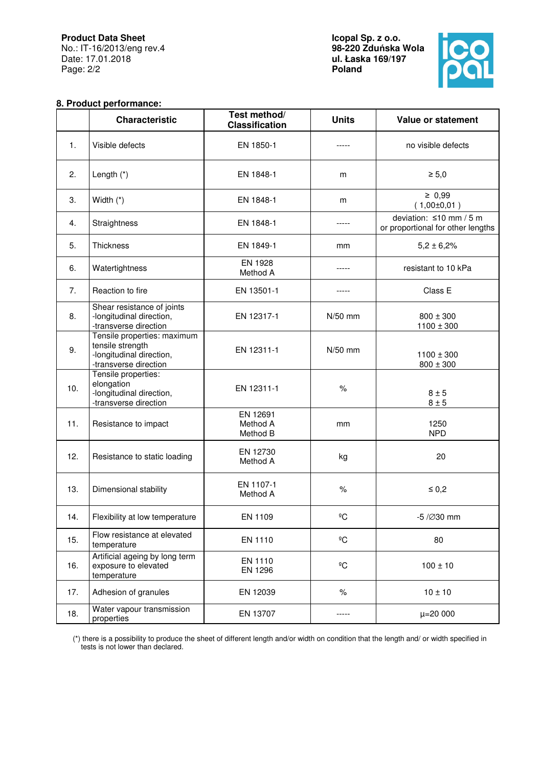**Product Data Sheet**
No.: IT-16/2013/eng rev.4
Date: 17.01.2018
Page: 2/2

**Icopal Sp. z o.o.**
**98-220 Zduńska Wola**
**ul. Łaska 169/197**
**Poland**

## 8. Product performance:

| | Characteristic | Test method/ Classification | Units | Value or statement |
|---|---|---|---|---|
| 1. | Visible defects | EN 1850-1 | ----- | no visible defects |
| 2. | Length (*) | EN 1848-1 | m | ≥ 5,0 |
| 3. | Width (*) | EN 1848-1 | m | ≥ 0,99 ( 1,00±0,01 ) |
| 4. | Straightness | EN 1848-1 | ----- | deviation: ≤10 mm / 5 m or proportional for other lengths |
| 5. | Thickness | EN 1849-1 | mm | 5,2 ± 6,2% |
| 6. | Watertightness | EN 1928 Method A | ----- | resistant to 10 kPa |
| 7. | Reaction to fire | EN 13501-1 | ----- | Class E |
| 8. | Shear resistance of joints -longitudinal direction, -transverse direction | EN 12317-1 | N/50 mm | 800 ± 300<br>1100 ± 300 |
| 9. | Tensile properties: maximum tensile strength -longitudinal direction, -transverse direction | EN 12311-1 | N/50 mm | 1100 ± 300<br>800 ± 300 |
| 10. | Tensile properties: elongation -longitudinal direction, -transverse direction | EN 12311-1 | % | 8 ± 5<br>8 ± 5 |
| 11. | Resistance to impact | EN 12691 Method A Method B | mm | 1250<br>NPD |
| 12. | Resistance to static loading | EN 12730 Method A | kg | 20 |
| 13. | Dimensional stability | EN 1107-1 Method A | % | ≤ 0,2 |
| 14. | Flexibility at low temperature | EN 1109 | ºC | -5 /∅30 mm |
| 15. | Flow resistance at elevated temperature | EN 1110 | ºC | 80 |
| 16. | Artificial ageing by long term exposure to elevated temperature | EN 1110 EN 1296 | ºC | 100 ± 10 |
| 17. | Adhesion of granules | EN 12039 | % | 10 ± 10 |
| 18. | Water vapour transmission properties | EN 13707 | ----- | μ=20 000 |

(*) there is a possibility to produce the sheet of different length and/or width on condition that the length and/ or width specified in tests is not lower than declared.